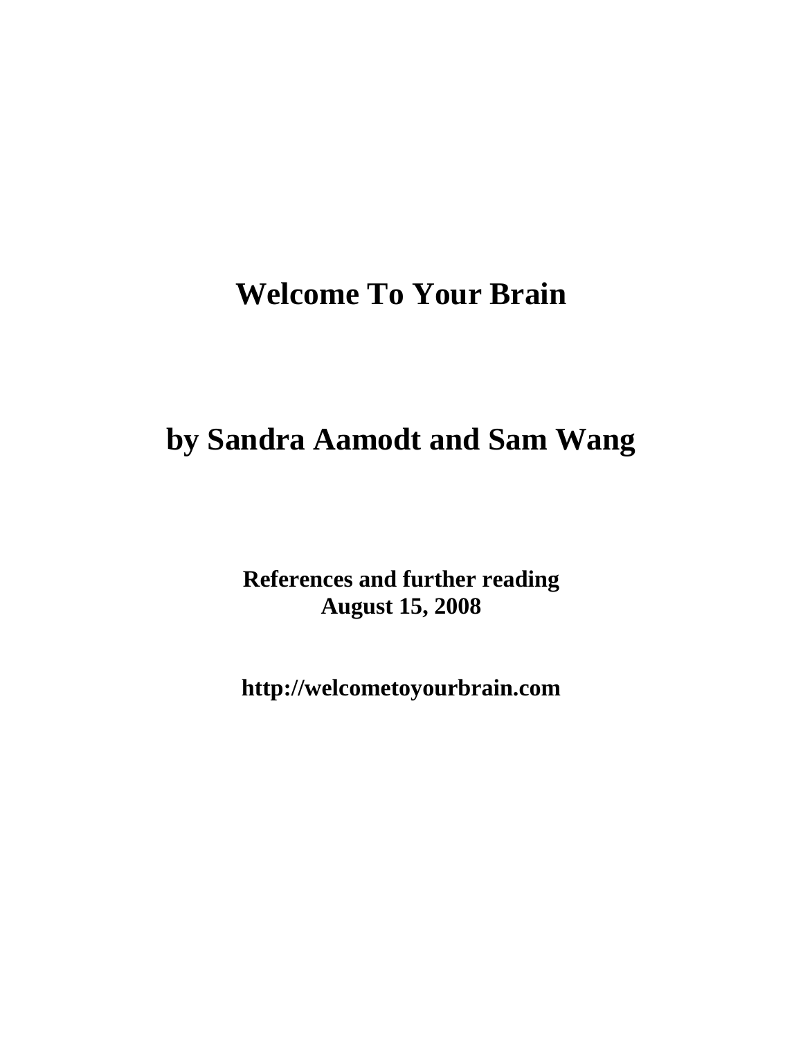# Welcome To Your Brain

## by Sandra Aamodt and Sam Wang

**References and further reading**
**August 15, 2008**

**http://welcometoyourbrain.com**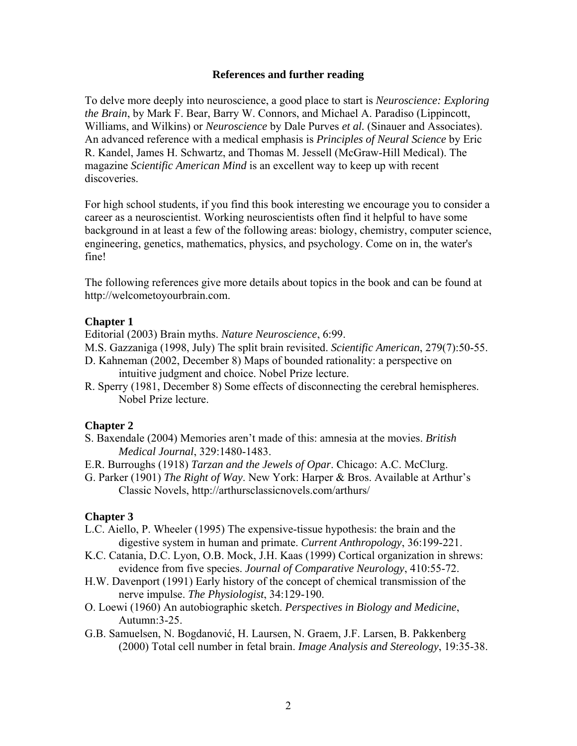## References and further reading

To delve more deeply into neuroscience, a good place to start is *Neuroscience: Exploring the Brain*, by Mark F. Bear, Barry W. Connors, and Michael A. Paradiso (Lippincott, Williams, and Wilkins) or *Neuroscience* by Dale Purves *et al.* (Sinauer and Associates). An advanced reference with a medical emphasis is *Principles of Neural Science* by Eric R. Kandel, James H. Schwartz, and Thomas M. Jessell (McGraw-Hill Medical). The magazine *Scientific American Mind* is an excellent way to keep up with recent discoveries.

For high school students, if you find this book interesting we encourage you to consider a career as a neuroscientist. Working neuroscientists often find it helpful to have some background in at least a few of the following areas: biology, chemistry, computer science, engineering, genetics, mathematics, physics, and psychology. Come on in, the water's fine!

The following references give more details about topics in the book and can be found at http://welcometoyourbrain.com.

### Chapter 1

Editorial (2003) Brain myths. *Nature Neuroscience*, 6:99.

M.S. Gazzaniga (1998, July) The split brain revisited. *Scientific American*, 279(7):50-55.

D. Kahneman (2002, December 8) Maps of bounded rationality: a perspective on intuitive judgment and choice. Nobel Prize lecture.

R. Sperry (1981, December 8) Some effects of disconnecting the cerebral hemispheres. Nobel Prize lecture.

### Chapter 2

S. Baxendale (2004) Memories aren't made of this: amnesia at the movies. *British Medical Journal*, 329:1480-1483.

E.R. Burroughs (1918) *Tarzan and the Jewels of Opar*. Chicago: A.C. McClurg.

G. Parker (1901) *The Right of Way*. New York: Harper & Bros. Available at Arthur's Classic Novels, http://arthursclassicnovels.com/arthurs/

### Chapter 3

L.C. Aiello, P. Wheeler (1995) The expensive-tissue hypothesis: the brain and the digestive system in human and primate. *Current Anthropology*, 36:199-221.

K.C. Catania, D.C. Lyon, O.B. Mock, J.H. Kaas (1999) Cortical organization in shrews: evidence from five species. *Journal of Comparative Neurology*, 410:55-72.

H.W. Davenport (1991) Early history of the concept of chemical transmission of the nerve impulse. *The Physiologist*, 34:129-190.

O. Loewi (1960) An autobiographic sketch. *Perspectives in Biology and Medicine*, Autumn:3-25.

G.B. Samuelsen, N. Bogdanović, H. Laursen, N. Graem, J.F. Larsen, B. Pakkenberg (2000) Total cell number in fetal brain. *Image Analysis and Stereology*, 19:35-38.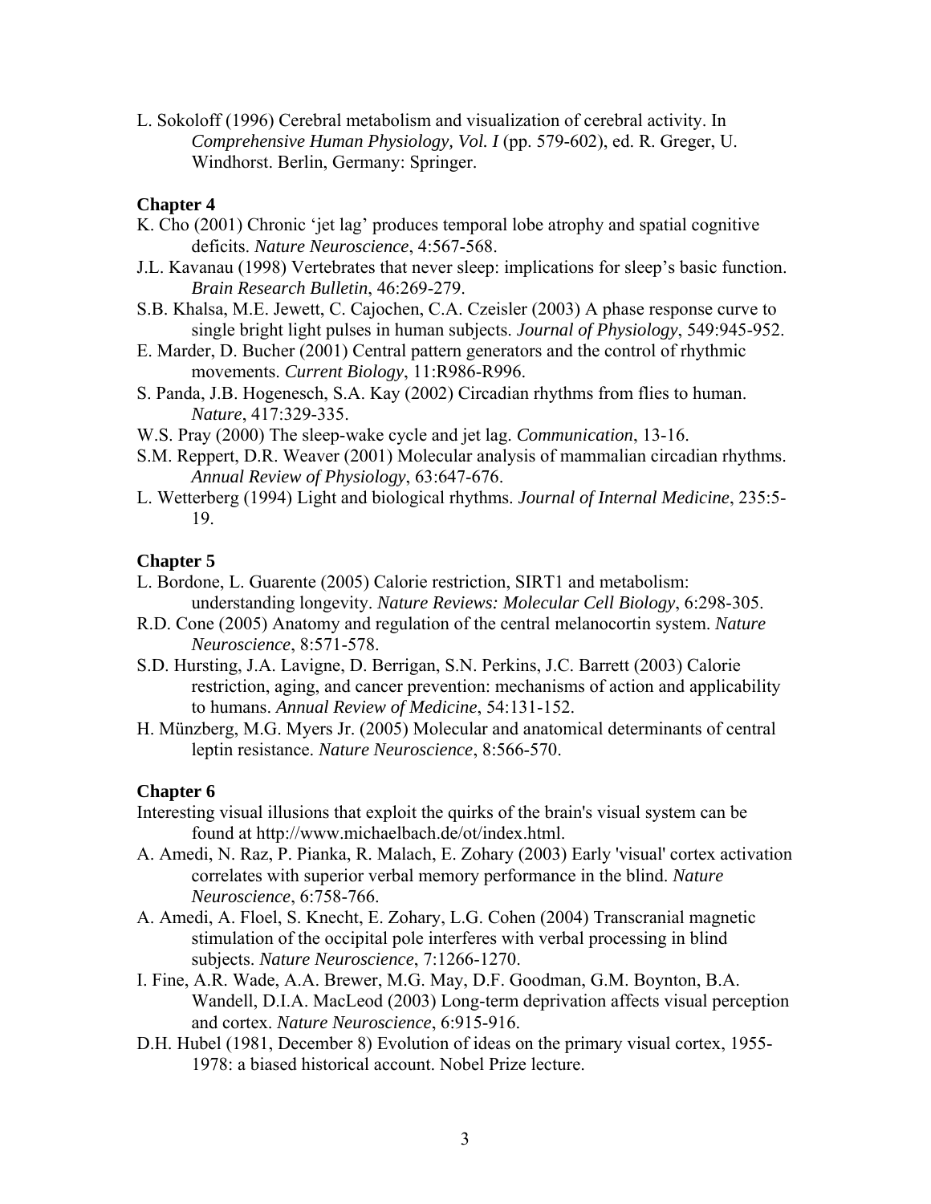L. Sokoloff (1996) Cerebral metabolism and visualization of cerebral activity. In *Comprehensive Human Physiology, Vol. I* (pp. 579-602), ed. R. Greger, U. Windhorst. Berlin, Germany: Springer.

**Chapter 4**

K. Cho (2001) Chronic 'jet lag' produces temporal lobe atrophy and spatial cognitive deficits. *Nature Neuroscience*, 4:567-568.

J.L. Kavanau (1998) Vertebrates that never sleep: implications for sleep's basic function. *Brain Research Bulletin*, 46:269-279.

S.B. Khalsa, M.E. Jewett, C. Cajochen, C.A. Czeisler (2003) A phase response curve to single bright light pulses in human subjects. *Journal of Physiology*, 549:945-952.

E. Marder, D. Bucher (2001) Central pattern generators and the control of rhythmic movements. *Current Biology*, 11:R986-R996.

S. Panda, J.B. Hogenesch, S.A. Kay (2002) Circadian rhythms from flies to human. *Nature*, 417:329-335.

W.S. Pray (2000) The sleep-wake cycle and jet lag. *Communication*, 13-16.

S.M. Reppert, D.R. Weaver (2001) Molecular analysis of mammalian circadian rhythms. *Annual Review of Physiology*, 63:647-676.

L. Wetterberg (1994) Light and biological rhythms. *Journal of Internal Medicine*, 235:5-19.

**Chapter 5**

L. Bordone, L. Guarente (2005) Calorie restriction, SIRT1 and metabolism: understanding longevity. *Nature Reviews: Molecular Cell Biology*, 6:298-305.

R.D. Cone (2005) Anatomy and regulation of the central melanocortin system. *Nature Neuroscience*, 8:571-578.

S.D. Hursting, J.A. Lavigne, D. Berrigan, S.N. Perkins, J.C. Barrett (2003) Calorie restriction, aging, and cancer prevention: mechanisms of action and applicability to humans. *Annual Review of Medicine*, 54:131-152.

H. Münzberg, M.G. Myers Jr. (2005) Molecular and anatomical determinants of central leptin resistance. *Nature Neuroscience*, 8:566-570.

**Chapter 6**

Interesting visual illusions that exploit the quirks of the brain's visual system can be found at http://www.michaelbach.de/ot/index.html.

A. Amedi, N. Raz, P. Pianka, R. Malach, E. Zohary (2003) Early 'visual' cortex activation correlates with superior verbal memory performance in the blind. *Nature Neuroscience*, 6:758-766.

A. Amedi, A. Floel, S. Knecht, E. Zohary, L.G. Cohen (2004) Transcranial magnetic stimulation of the occipital pole interferes with verbal processing in blind subjects. *Nature Neuroscience*, 7:1266-1270.

I. Fine, A.R. Wade, A.A. Brewer, M.G. May, D.F. Goodman, G.M. Boynton, B.A. Wandell, D.I.A. MacLeod (2003) Long-term deprivation affects visual perception and cortex. *Nature Neuroscience*, 6:915-916.

D.H. Hubel (1981, December 8) Evolution of ideas on the primary visual cortex, 1955-1978: a biased historical account. Nobel Prize lecture.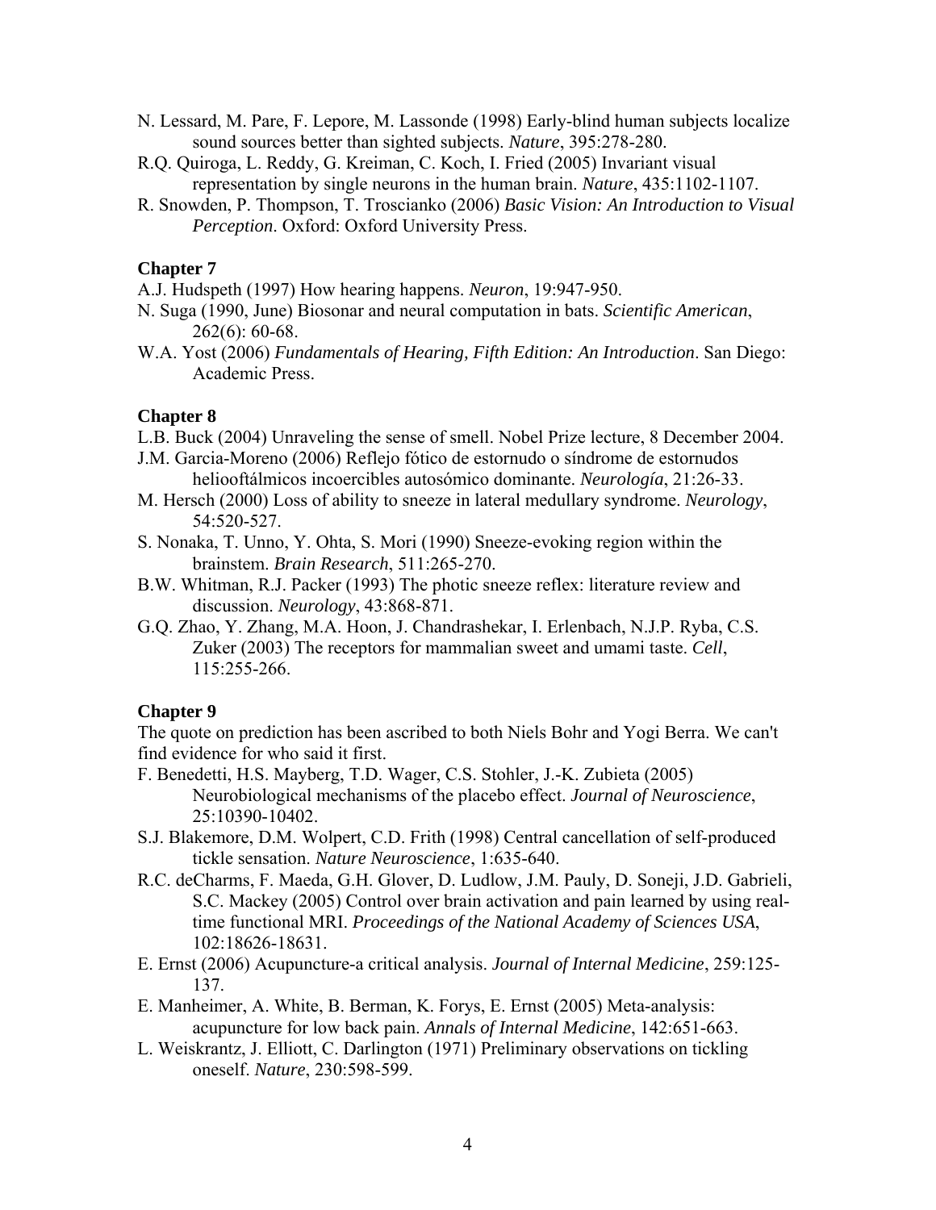N. Lessard, M. Pare, F. Lepore, M. Lassonde (1998) Early-blind human subjects localize sound sources better than sighted subjects. *Nature*, 395:278-280.

R.Q. Quiroga, L. Reddy, G. Kreiman, C. Koch, I. Fried (2005) Invariant visual representation by single neurons in the human brain. *Nature*, 435:1102-1107.

R. Snowden, P. Thompson, T. Troscianko (2006) *Basic Vision: An Introduction to Visual Perception*. Oxford: Oxford University Press.

### Chapter 7

A.J. Hudspeth (1997) How hearing happens. *Neuron*, 19:947-950.

N. Suga (1990, June) Biosonar and neural computation in bats. *Scientific American*, 262(6): 60-68.

W.A. Yost (2006) *Fundamentals of Hearing, Fifth Edition: An Introduction*. San Diego: Academic Press.

### Chapter 8

L.B. Buck (2004) Unraveling the sense of smell. Nobel Prize lecture, 8 December 2004.

J.M. Garcia-Moreno (2006) Reflejo fótico de estornudo o síndrome de estornudos heliooftálmicos incoercibles autosómico dominante. *Neurología*, 21:26-33.

M. Hersch (2000) Loss of ability to sneeze in lateral medullary syndrome. *Neurology*, 54:520-527.

S. Nonaka, T. Unno, Y. Ohta, S. Mori (1990) Sneeze-evoking region within the brainstem. *Brain Research*, 511:265-270.

B.W. Whitman, R.J. Packer (1993) The photic sneeze reflex: literature review and discussion. *Neurology*, 43:868-871.

G.Q. Zhao, Y. Zhang, M.A. Hoon, J. Chandrashekar, I. Erlenbach, N.J.P. Ryba, C.S. Zuker (2003) The receptors for mammalian sweet and umami taste. *Cell*, 115:255-266.

### Chapter 9

The quote on prediction has been ascribed to both Niels Bohr and Yogi Berra. We can't find evidence for who said it first.

F. Benedetti, H.S. Mayberg, T.D. Wager, C.S. Stohler, J.-K. Zubieta (2005) Neurobiological mechanisms of the placebo effect. *Journal of Neuroscience*, 25:10390-10402.

S.J. Blakemore, D.M. Wolpert, C.D. Frith (1998) Central cancellation of self-produced tickle sensation. *Nature Neuroscience*, 1:635-640.

R.C. deCharms, F. Maeda, G.H. Glover, D. Ludlow, J.M. Pauly, D. Soneji, J.D. Gabrieli, S.C. Mackey (2005) Control over brain activation and pain learned by using real-time functional MRI. *Proceedings of the National Academy of Sciences USA*, 102:18626-18631.

E. Ernst (2006) Acupuncture-a critical analysis. *Journal of Internal Medicine*, 259:125-137.

E. Manheimer, A. White, B. Berman, K. Forys, E. Ernst (2005) Meta-analysis: acupuncture for low back pain. *Annals of Internal Medicine*, 142:651-663.

L. Weiskrantz, J. Elliott, C. Darlington (1971) Preliminary observations on tickling oneself. *Nature*, 230:598-599.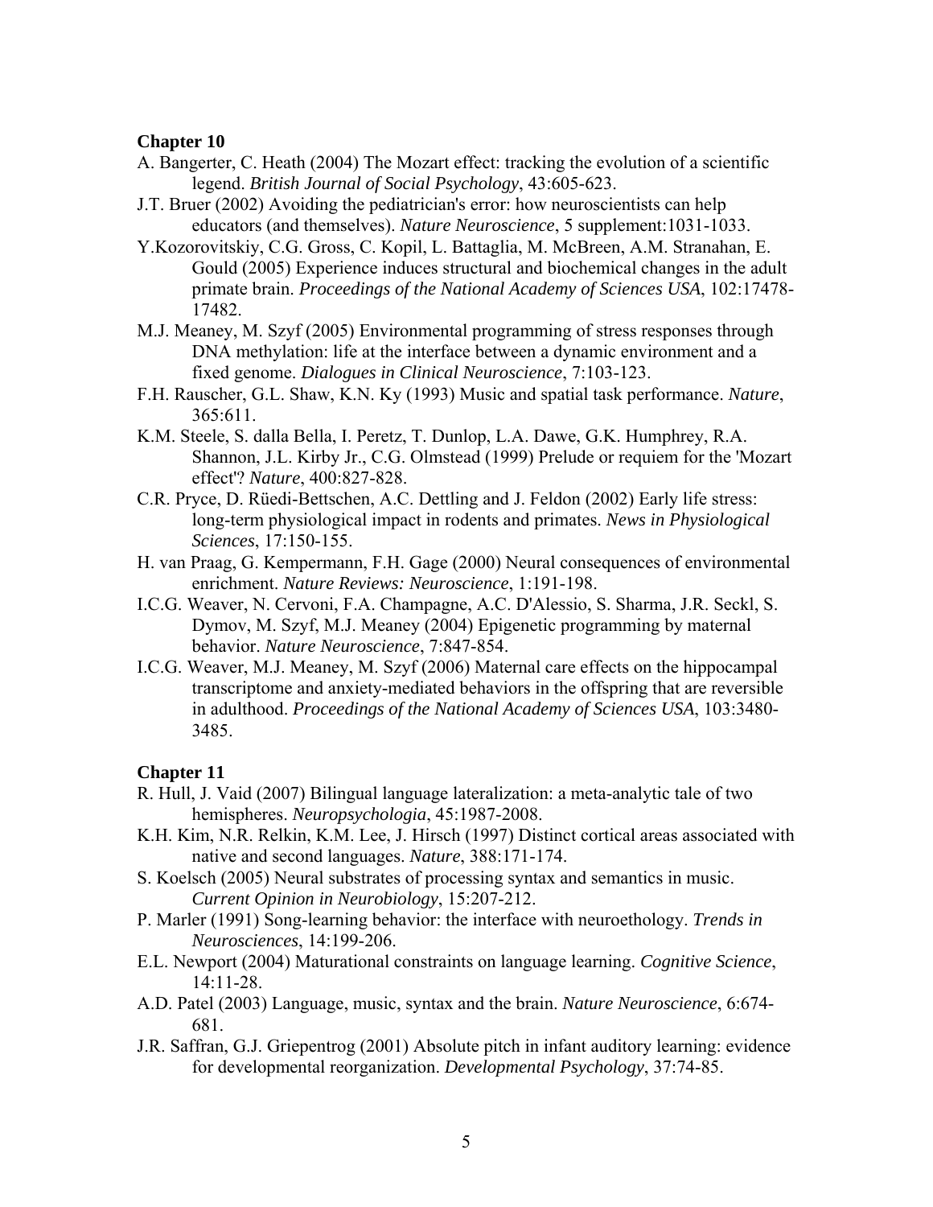**Chapter 10**

A. Bangerter, C. Heath (2004) The Mozart effect: tracking the evolution of a scientific legend. *British Journal of Social Psychology*, 43:605-623.

J.T. Bruer (2002) Avoiding the pediatrician's error: how neuroscientists can help educators (and themselves). *Nature Neuroscience*, 5 supplement:1031-1033.

Y.Kozorovitskiy, C.G. Gross, C. Kopil, L. Battaglia, M. McBreen, A.M. Stranahan, E. Gould (2005) Experience induces structural and biochemical changes in the adult primate brain. *Proceedings of the National Academy of Sciences USA*, 102:17478-17482.

M.J. Meaney, M. Szyf (2005) Environmental programming of stress responses through DNA methylation: life at the interface between a dynamic environment and a fixed genome. *Dialogues in Clinical Neuroscience*, 7:103-123.

F.H. Rauscher, G.L. Shaw, K.N. Ky (1993) Music and spatial task performance. *Nature*, 365:611.

K.M. Steele, S. dalla Bella, I. Peretz, T. Dunlop, L.A. Dawe, G.K. Humphrey, R.A. Shannon, J.L. Kirby Jr., C.G. Olmstead (1999) Prelude or requiem for the 'Mozart effect'? *Nature*, 400:827-828.

C.R. Pryce, D. Rüedi-Bettschen, A.C. Dettling and J. Feldon (2002) Early life stress: long-term physiological impact in rodents and primates. *News in Physiological Sciences*, 17:150-155.

H. van Praag, G. Kempermann, F.H. Gage (2000) Neural consequences of environmental enrichment. *Nature Reviews: Neuroscience*, 1:191-198.

I.C.G. Weaver, N. Cervoni, F.A. Champagne, A.C. D'Alessio, S. Sharma, J.R. Seckl, S. Dymov, M. Szyf, M.J. Meaney (2004) Epigenetic programming by maternal behavior. *Nature Neuroscience*, 7:847-854.

I.C.G. Weaver, M.J. Meaney, M. Szyf (2006) Maternal care effects on the hippocampal transcriptome and anxiety-mediated behaviors in the offspring that are reversible in adulthood. *Proceedings of the National Academy of Sciences USA*, 103:3480-3485.

**Chapter 11**

R. Hull, J. Vaid (2007) Bilingual language lateralization: a meta-analytic tale of two hemispheres. *Neuropsychologia*, 45:1987-2008.

K.H. Kim, N.R. Relkin, K.M. Lee, J. Hirsch (1997) Distinct cortical areas associated with native and second languages. *Nature*, 388:171-174.

S. Koelsch (2005) Neural substrates of processing syntax and semantics in music. *Current Opinion in Neurobiology*, 15:207-212.

P. Marler (1991) Song-learning behavior: the interface with neuroethology. *Trends in Neurosciences*, 14:199-206.

E.L. Newport (2004) Maturational constraints on language learning. *Cognitive Science*, 14:11-28.

A.D. Patel (2003) Language, music, syntax and the brain. *Nature Neuroscience*, 6:674-681.

J.R. Saffran, G.J. Griepentrog (2001) Absolute pitch in infant auditory learning: evidence for developmental reorganization. *Developmental Psychology*, 37:74-85.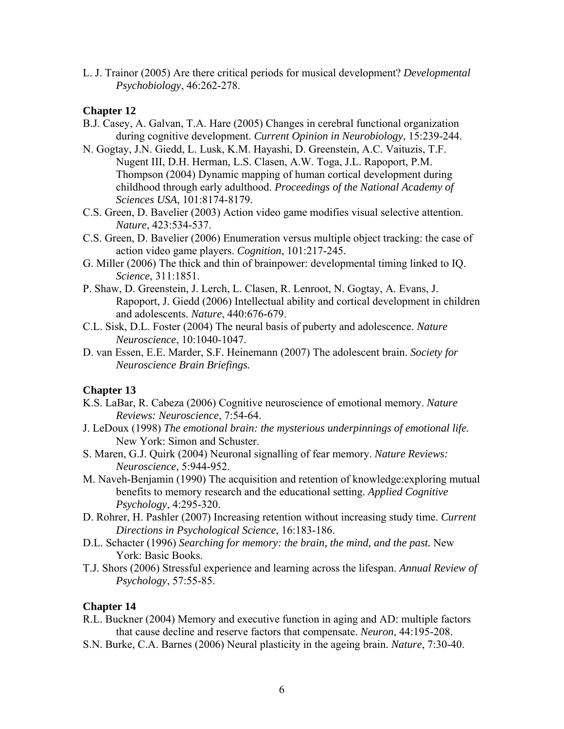L. J. Trainor (2005) Are there critical periods for musical development? *Developmental Psychobiology*, 46:262-278.

**Chapter 12**

B.J. Casey, A. Galvan, T.A. Hare (2005) Changes in cerebral functional organization during cognitive development. *Current Opinion in Neurobiology*, 15:239-244.

N. Gogtay, J.N. Giedd, L. Lusk, K.M. Hayashi, D. Greenstein, A.C. Vaituzis, T.F. Nugent III, D.H. Herman, L.S. Clasen, A.W. Toga, J.L. Rapoport, P.M. Thompson (2004) Dynamic mapping of human cortical development during childhood through early adulthood. *Proceedings of the National Academy of Sciences USA*, 101:8174-8179.

C.S. Green, D. Bavelier (2003) Action video game modifies visual selective attention. *Nature*, 423:534-537.

C.S. Green, D. Bavelier (2006) Enumeration versus multiple object tracking: the case of action video game players. *Cognition*, 101:217-245.

G. Miller (2006) The thick and thin of brainpower: developmental timing linked to IQ. *Science*, 311:1851.

P. Shaw, D. Greenstein, J. Lerch, L. Clasen, R. Lenroot, N. Gogtay, A. Evans, J. Rapoport, J. Giedd (2006) Intellectual ability and cortical development in children and adolescents. *Nature*, 440:676-679.

C.L. Sisk, D.L. Foster (2004) The neural basis of puberty and adolescence. *Nature Neuroscience*, 10:1040-1047.

D. van Essen, E.E. Marder, S.F. Heinemann (2007) The adolescent brain. *Society for Neuroscience Brain Briefings.*

**Chapter 13**

K.S. LaBar, R. Cabeza (2006) Cognitive neuroscience of emotional memory. *Nature Reviews: Neuroscience*, 7:54-64.

J. LeDoux (1998) *The emotional brain: the mysterious underpinnings of emotional life.* New York: Simon and Schuster.

S. Maren, G.J. Quirk (2004) Neuronal signalling of fear memory. *Nature Reviews: Neuroscience*, 5:944-952.

M. Naveh-Benjamin (1990) The acquisition and retention of knowledge:exploring mutual benefits to memory research and the educational setting. *Applied Cognitive Psychology*, 4:295-320.

D. Rohrer, H. Pashler (2007) Increasing retention without increasing study time. *Current Directions in Psychological Science*, 16:183-186.

D.L. Schacter (1996) *Searching for memory: the brain, the mind, and the past.* New York: Basic Books.

T.J. Shors (2006) Stressful experience and learning across the lifespan. *Annual Review of Psychology*, 57:55-85.

**Chapter 14**

R.L. Buckner (2004) Memory and executive function in aging and AD: multiple factors that cause decline and reserve factors that compensate. *Neuron*, 44:195-208.

S.N. Burke, C.A. Barnes (2006) Neural plasticity in the ageing brain. *Nature*, 7:30-40.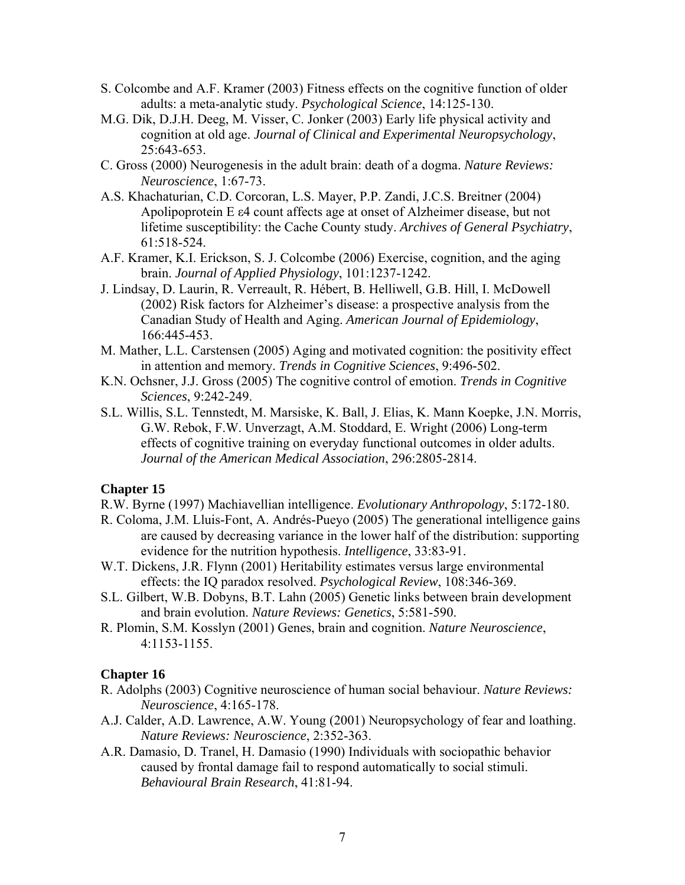S. Colcombe and A.F. Kramer (2003) Fitness effects on the cognitive function of older adults: a meta-analytic study. *Psychological Science*, 14:125-130.

M.G. Dik, D.J.H. Deeg, M. Visser, C. Jonker (2003) Early life physical activity and cognition at old age. *Journal of Clinical and Experimental Neuropsychology*, 25:643-653.

C. Gross (2000) Neurogenesis in the adult brain: death of a dogma. *Nature Reviews: Neuroscience*, 1:67-73.

A.S. Khachaturian, C.D. Corcoran, L.S. Mayer, P.P. Zandi, J.C.S. Breitner (2004) Apolipoprotein E ε4 count affects age at onset of Alzheimer disease, but not lifetime susceptibility: the Cache County study. *Archives of General Psychiatry*, 61:518-524.

A.F. Kramer, K.I. Erickson, S. J. Colcombe (2006) Exercise, cognition, and the aging brain. *Journal of Applied Physiology*, 101:1237-1242.

J. Lindsay, D. Laurin, R. Verreault, R. Hébert, B. Helliwell, G.B. Hill, I. McDowell (2002) Risk factors for Alzheimer's disease: a prospective analysis from the Canadian Study of Health and Aging. *American Journal of Epidemiology*, 166:445-453.

M. Mather, L.L. Carstensen (2005) Aging and motivated cognition: the positivity effect in attention and memory. *Trends in Cognitive Sciences*, 9:496-502.

K.N. Ochsner, J.J. Gross (2005) The cognitive control of emotion. *Trends in Cognitive Sciences*, 9:242-249.

S.L. Willis, S.L. Tennstedt, M. Marsiske, K. Ball, J. Elias, K. Mann Koepke, J.N. Morris, G.W. Rebok, F.W. Unverzagt, A.M. Stoddard, E. Wright (2006) Long-term effects of cognitive training on everyday functional outcomes in older adults. *Journal of the American Medical Association*, 296:2805-2814.

### Chapter 15

R.W. Byrne (1997) Machiavellian intelligence. *Evolutionary Anthropology*, 5:172-180.

R. Coloma, J.M. Lluis-Font, A. Andrés-Pueyo (2005) The generational intelligence gains are caused by decreasing variance in the lower half of the distribution: supporting evidence for the nutrition hypothesis. *Intelligence*, 33:83-91.

W.T. Dickens, J.R. Flynn (2001) Heritability estimates versus large environmental effects: the IQ paradox resolved. *Psychological Review*, 108:346-369.

S.L. Gilbert, W.B. Dobyns, B.T. Lahn (2005) Genetic links between brain development and brain evolution. *Nature Reviews: Genetics*, 5:581-590.

R. Plomin, S.M. Kosslyn (2001) Genes, brain and cognition. *Nature Neuroscience*, 4:1153-1155.

### Chapter 16

R. Adolphs (2003) Cognitive neuroscience of human social behaviour. *Nature Reviews: Neuroscience*, 4:165-178.

A.J. Calder, A.D. Lawrence, A.W. Young (2001) Neuropsychology of fear and loathing. *Nature Reviews: Neuroscience*, 2:352-363.

A.R. Damasio, D. Tranel, H. Damasio (1990) Individuals with sociopathic behavior caused by frontal damage fail to respond automatically to social stimuli. *Behavioural Brain Research*, 41:81-94.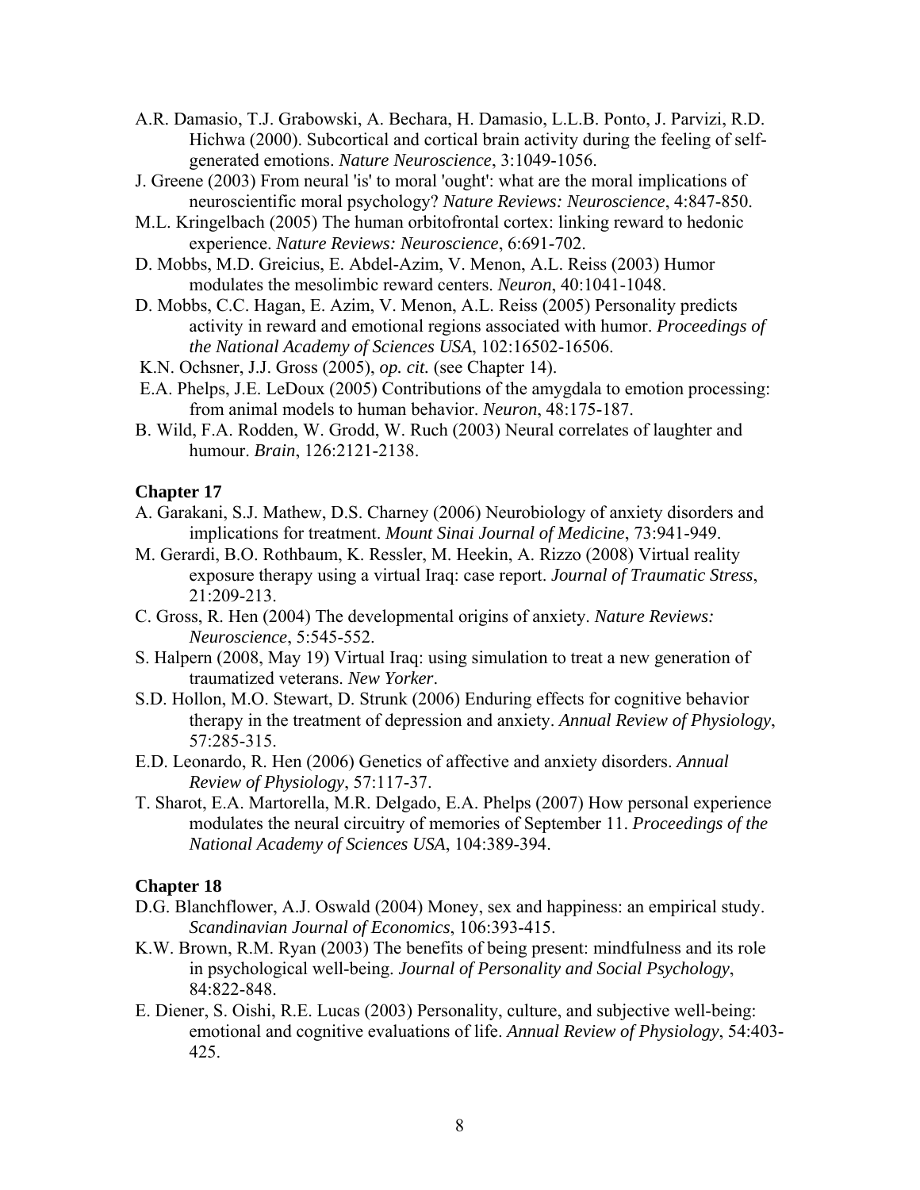A.R. Damasio, T.J. Grabowski, A. Bechara, H. Damasio, L.L.B. Ponto, J. Parvizi, R.D. Hichwa (2000). Subcortical and cortical brain activity during the feeling of self-generated emotions. *Nature Neuroscience*, 3:1049-1056.

J. Greene (2003) From neural 'is' to moral 'ought': what are the moral implications of neuroscientific moral psychology? *Nature Reviews: Neuroscience*, 4:847-850.

M.L. Kringelbach (2005) The human orbitofrontal cortex: linking reward to hedonic experience. *Nature Reviews: Neuroscience*, 6:691-702.

D. Mobbs, M.D. Greicius, E. Abdel-Azim, V. Menon, A.L. Reiss (2003) Humor modulates the mesolimbic reward centers. *Neuron*, 40:1041-1048.

D. Mobbs, C.C. Hagan, E. Azim, V. Menon, A.L. Reiss (2005) Personality predicts activity in reward and emotional regions associated with humor. *Proceedings of the National Academy of Sciences USA*, 102:16502-16506.

K.N. Ochsner, J.J. Gross (2005), *op. cit.* (see Chapter 14).

E.A. Phelps, J.E. LeDoux (2005) Contributions of the amygdala to emotion processing: from animal models to human behavior. *Neuron*, 48:175-187.

B. Wild, F.A. Rodden, W. Grodd, W. Ruch (2003) Neural correlates of laughter and humour. *Brain*, 126:2121-2138.

**Chapter 17**

A. Garakani, S.J. Mathew, D.S. Charney (2006) Neurobiology of anxiety disorders and implications for treatment. *Mount Sinai Journal of Medicine*, 73:941-949.

M. Gerardi, B.O. Rothbaum, K. Ressler, M. Heekin, A. Rizzo (2008) Virtual reality exposure therapy using a virtual Iraq: case report. *Journal of Traumatic Stress*, 21:209-213.

C. Gross, R. Hen (2004) The developmental origins of anxiety. *Nature Reviews: Neuroscience*, 5:545-552.

S. Halpern (2008, May 19) Virtual Iraq: using simulation to treat a new generation of traumatized veterans. *New Yorker*.

S.D. Hollon, M.O. Stewart, D. Strunk (2006) Enduring effects for cognitive behavior therapy in the treatment of depression and anxiety. *Annual Review of Physiology*, 57:285-315.

E.D. Leonardo, R. Hen (2006) Genetics of affective and anxiety disorders. *Annual Review of Physiology*, 57:117-37.

T. Sharot, E.A. Martorella, M.R. Delgado, E.A. Phelps (2007) How personal experience modulates the neural circuitry of memories of September 11. *Proceedings of the National Academy of Sciences USA*, 104:389-394.

**Chapter 18**

D.G. Blanchflower, A.J. Oswald (2004) Money, sex and happiness: an empirical study. *Scandinavian Journal of Economics*, 106:393-415.

K.W. Brown, R.M. Ryan (2003) The benefits of being present: mindfulness and its role in psychological well-being. *Journal of Personality and Social Psychology*, 84:822-848.

E. Diener, S. Oishi, R.E. Lucas (2003) Personality, culture, and subjective well-being: emotional and cognitive evaluations of life. *Annual Review of Physiology*, 54:403-425.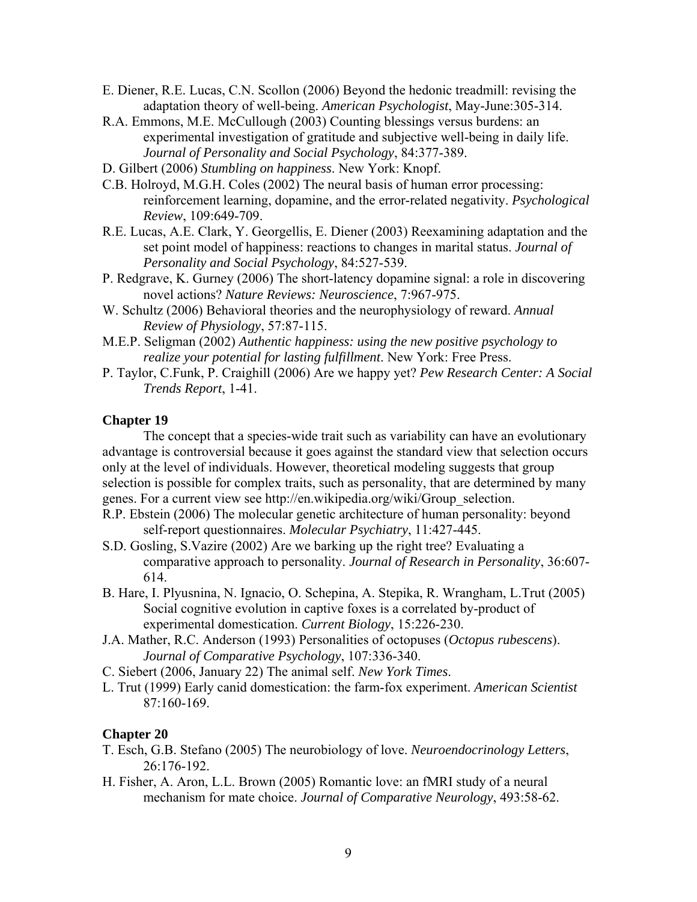E. Diener, R.E. Lucas, C.N. Scollon (2006) Beyond the hedonic treadmill: revising the adaptation theory of well-being. *American Psychologist*, May-June:305-314.

R.A. Emmons, M.E. McCullough (2003) Counting blessings versus burdens: an experimental investigation of gratitude and subjective well-being in daily life. *Journal of Personality and Social Psychology*, 84:377-389.

D. Gilbert (2006) *Stumbling on happiness*. New York: Knopf.

C.B. Holroyd, M.G.H. Coles (2002) The neural basis of human error processing: reinforcement learning, dopamine, and the error-related negativity. *Psychological Review*, 109:649-709.

R.E. Lucas, A.E. Clark, Y. Georgellis, E. Diener (2003) Reexamining adaptation and the set point model of happiness: reactions to changes in marital status. *Journal of Personality and Social Psychology*, 84:527-539.

P. Redgrave, K. Gurney (2006) The short-latency dopamine signal: a role in discovering novel actions? *Nature Reviews: Neuroscience*, 7:967-975.

W. Schultz (2006) Behavioral theories and the neurophysiology of reward. *Annual Review of Physiology*, 57:87-115.

M.E.P. Seligman (2002) *Authentic happiness: using the new positive psychology to realize your potential for lasting fulfillment*. New York: Free Press.

P. Taylor, C.Funk, P. Craighill (2006) Are we happy yet? *Pew Research Center: A Social Trends Report*, 1-41.

**Chapter 19**

The concept that a species-wide trait such as variability can have an evolutionary advantage is controversial because it goes against the standard view that selection occurs only at the level of individuals. However, theoretical modeling suggests that group selection is possible for complex traits, such as personality, that are determined by many genes. For a current view see http://en.wikipedia.org/wiki/Group_selection.

R.P. Ebstein (2006) The molecular genetic architecture of human personality: beyond self-report questionnaires. *Molecular Psychiatry*, 11:427-445.

S.D. Gosling, S.Vazire (2002) Are we barking up the right tree? Evaluating a comparative approach to personality. *Journal of Research in Personality*, 36:607-614.

B. Hare, I. Plyusnina, N. Ignacio, O. Schepina, A. Stepika, R. Wrangham, L.Trut (2005) Social cognitive evolution in captive foxes is a correlated by-product of experimental domestication. *Current Biology*, 15:226-230.

J.A. Mather, R.C. Anderson (1993) Personalities of octopuses (*Octopus rubescens*). *Journal of Comparative Psychology*, 107:336-340.

C. Siebert (2006, January 22) The animal self. *New York Times*.

L. Trut (1999) Early canid domestication: the farm-fox experiment. *American Scientist* 87:160-169.

**Chapter 20**

T. Esch, G.B. Stefano (2005) The neurobiology of love. *Neuroendocrinology Letters*, 26:176-192.

H. Fisher, A. Aron, L.L. Brown (2005) Romantic love: an fMRI study of a neural mechanism for mate choice. *Journal of Comparative Neurology*, 493:58-62.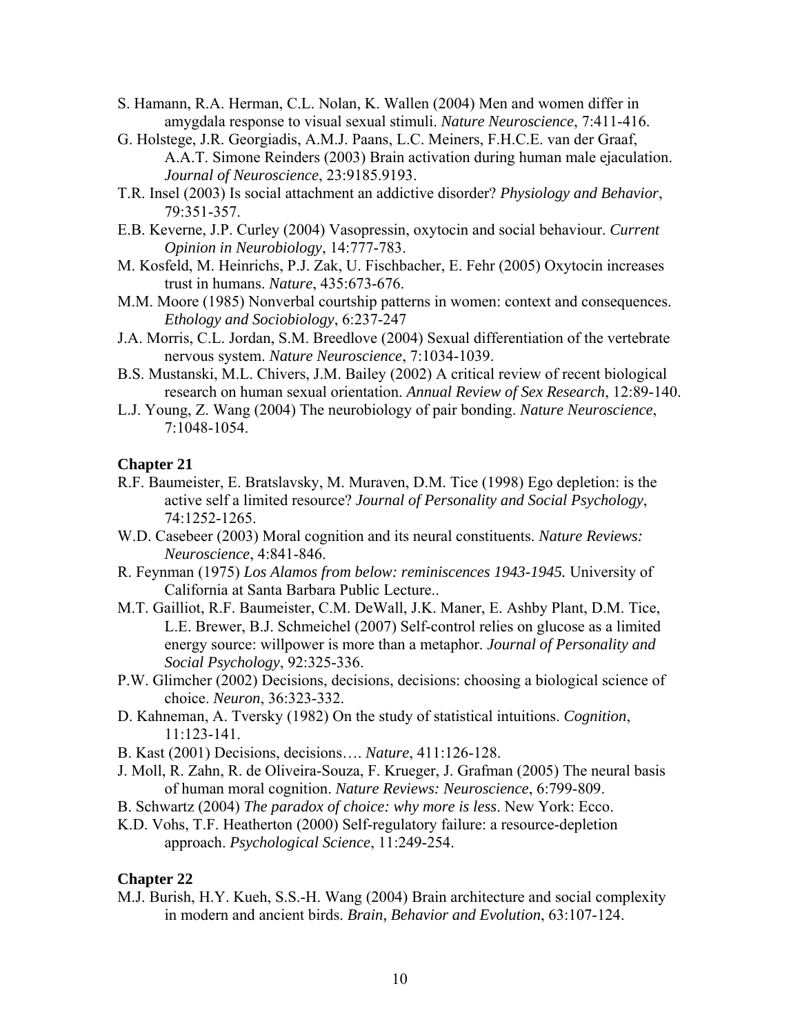S. Hamann, R.A. Herman, C.L. Nolan, K. Wallen (2004) Men and women differ in amygdala response to visual sexual stimuli. *Nature Neuroscience*, 7:411-416.

G. Holstege, J.R. Georgiadis, A.M.J. Paans, L.C. Meiners, F.H.C.E. van der Graaf, A.A.T. Simone Reinders (2003) Brain activation during human male ejaculation. *Journal of Neuroscience*, 23:9185.9193.

T.R. Insel (2003) Is social attachment an addictive disorder? *Physiology and Behavior*, 79:351-357.

E.B. Keverne, J.P. Curley (2004) Vasopressin, oxytocin and social behaviour. *Current Opinion in Neurobiology*, 14:777-783.

M. Kosfeld, M. Heinrichs, P.J. Zak, U. Fischbacher, E. Fehr (2005) Oxytocin increases trust in humans. *Nature*, 435:673-676.

M.M. Moore (1985) Nonverbal courtship patterns in women: context and consequences. *Ethology and Sociobiology*, 6:237-247

J.A. Morris, C.L. Jordan, S.M. Breedlove (2004) Sexual differentiation of the vertebrate nervous system. *Nature Neuroscience*, 7:1034-1039.

B.S. Mustanski, M.L. Chivers, J.M. Bailey (2002) A critical review of recent biological research on human sexual orientation. *Annual Review of Sex Research*, 12:89-140.

L.J. Young, Z. Wang (2004) The neurobiology of pair bonding. *Nature Neuroscience*, 7:1048-1054.

**Chapter 21**

R.F. Baumeister, E. Bratslavsky, M. Muraven, D.M. Tice (1998) Ego depletion: is the active self a limited resource? *Journal of Personality and Social Psychology*, 74:1252-1265.

W.D. Casebeer (2003) Moral cognition and its neural constituents. *Nature Reviews: Neuroscience*, 4:841-846.

R. Feynman (1975) *Los Alamos from below: reminiscences 1943-1945.* University of California at Santa Barbara Public Lecture..

M.T. Gailliot, R.F. Baumeister, C.M. DeWall, J.K. Maner, E. Ashby Plant, D.M. Tice, L.E. Brewer, B.J. Schmeichel (2007) Self-control relies on glucose as a limited energy source: willpower is more than a metaphor. *Journal of Personality and Social Psychology*, 92:325-336.

P.W. Glimcher (2002) Decisions, decisions, decisions: choosing a biological science of choice. *Neuron*, 36:323-332.

D. Kahneman, A. Tversky (1982) On the study of statistical intuitions. *Cognition*, 11:123-141.

B. Kast (2001) Decisions, decisions…. *Nature*, 411:126-128.

J. Moll, R. Zahn, R. de Oliveira-Souza, F. Krueger, J. Grafman (2005) The neural basis of human moral cognition. *Nature Reviews: Neuroscience*, 6:799-809.

B. Schwartz (2004) *The paradox of choice: why more is less*. New York: Ecco.

K.D. Vohs, T.F. Heatherton (2000) Self-regulatory failure: a resource-depletion approach. *Psychological Science*, 11:249-254.

**Chapter 22**

M.J. Burish, H.Y. Kueh, S.S.-H. Wang (2004) Brain architecture and social complexity in modern and ancient birds. *Brain, Behavior and Evolution*, 63:107-124.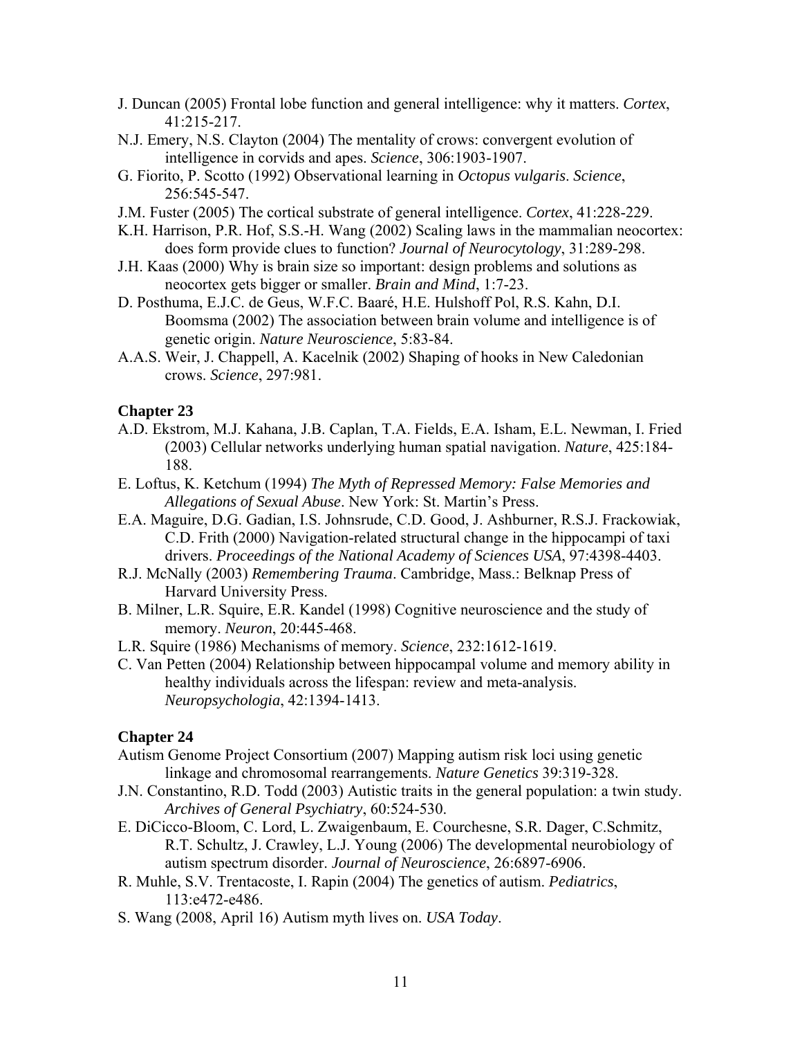J. Duncan (2005) Frontal lobe function and general intelligence: why it matters. *Cortex*, 41:215-217.

N.J. Emery, N.S. Clayton (2004) The mentality of crows: convergent evolution of intelligence in corvids and apes. *Science*, 306:1903-1907.

G. Fiorito, P. Scotto (1992) Observational learning in *Octopus vulgaris*. *Science*, 256:545-547.

J.M. Fuster (2005) The cortical substrate of general intelligence. *Cortex*, 41:228-229.

K.H. Harrison, P.R. Hof, S.S.-H. Wang (2002) Scaling laws in the mammalian neocortex: does form provide clues to function? *Journal of Neurocytology*, 31:289-298.

J.H. Kaas (2000) Why is brain size so important: design problems and solutions as neocortex gets bigger or smaller. *Brain and Mind*, 1:7-23.

D. Posthuma, E.J.C. de Geus, W.F.C. Baaré, H.E. Hulshoff Pol, R.S. Kahn, D.I. Boomsma (2002) The association between brain volume and intelligence is of genetic origin. *Nature Neuroscience*, 5:83-84.

A.A.S. Weir, J. Chappell, A. Kacelnik (2002) Shaping of hooks in New Caledonian crows. *Science*, 297:981.

**Chapter 23**

A.D. Ekstrom, M.J. Kahana, J.B. Caplan, T.A. Fields, E.A. Isham, E.L. Newman, I. Fried (2003) Cellular networks underlying human spatial navigation. *Nature*, 425:184-188.

E. Loftus, K. Ketchum (1994) *The Myth of Repressed Memory: False Memories and Allegations of Sexual Abuse*. New York: St. Martin's Press.

E.A. Maguire, D.G. Gadian, I.S. Johnsrude, C.D. Good, J. Ashburner, R.S.J. Frackowiak, C.D. Frith (2000) Navigation-related structural change in the hippocampi of taxi drivers. *Proceedings of the National Academy of Sciences USA*, 97:4398-4403.

R.J. McNally (2003) *Remembering Trauma*. Cambridge, Mass.: Belknap Press of Harvard University Press.

B. Milner, L.R. Squire, E.R. Kandel (1998) Cognitive neuroscience and the study of memory. *Neuron*, 20:445-468.

L.R. Squire (1986) Mechanisms of memory. *Science*, 232:1612-1619.

C. Van Petten (2004) Relationship between hippocampal volume and memory ability in healthy individuals across the lifespan: review and meta-analysis. *Neuropsychologia*, 42:1394-1413.

**Chapter 24**

Autism Genome Project Consortium (2007) Mapping autism risk loci using genetic linkage and chromosomal rearrangements. *Nature Genetics* 39:319-328.

J.N. Constantino, R.D. Todd (2003) Autistic traits in the general population: a twin study. *Archives of General Psychiatry*, 60:524-530.

E. DiCicco-Bloom, C. Lord, L. Zwaigenbaum, E. Courchesne, S.R. Dager, C.Schmitz, R.T. Schultz, J. Crawley, L.J. Young (2006) The developmental neurobiology of autism spectrum disorder. *Journal of Neuroscience*, 26:6897-6906.

R. Muhle, S.V. Trentacoste, I. Rapin (2004) The genetics of autism. *Pediatrics*, 113:e472-e486.

S. Wang (2008, April 16) Autism myth lives on. *USA Today*.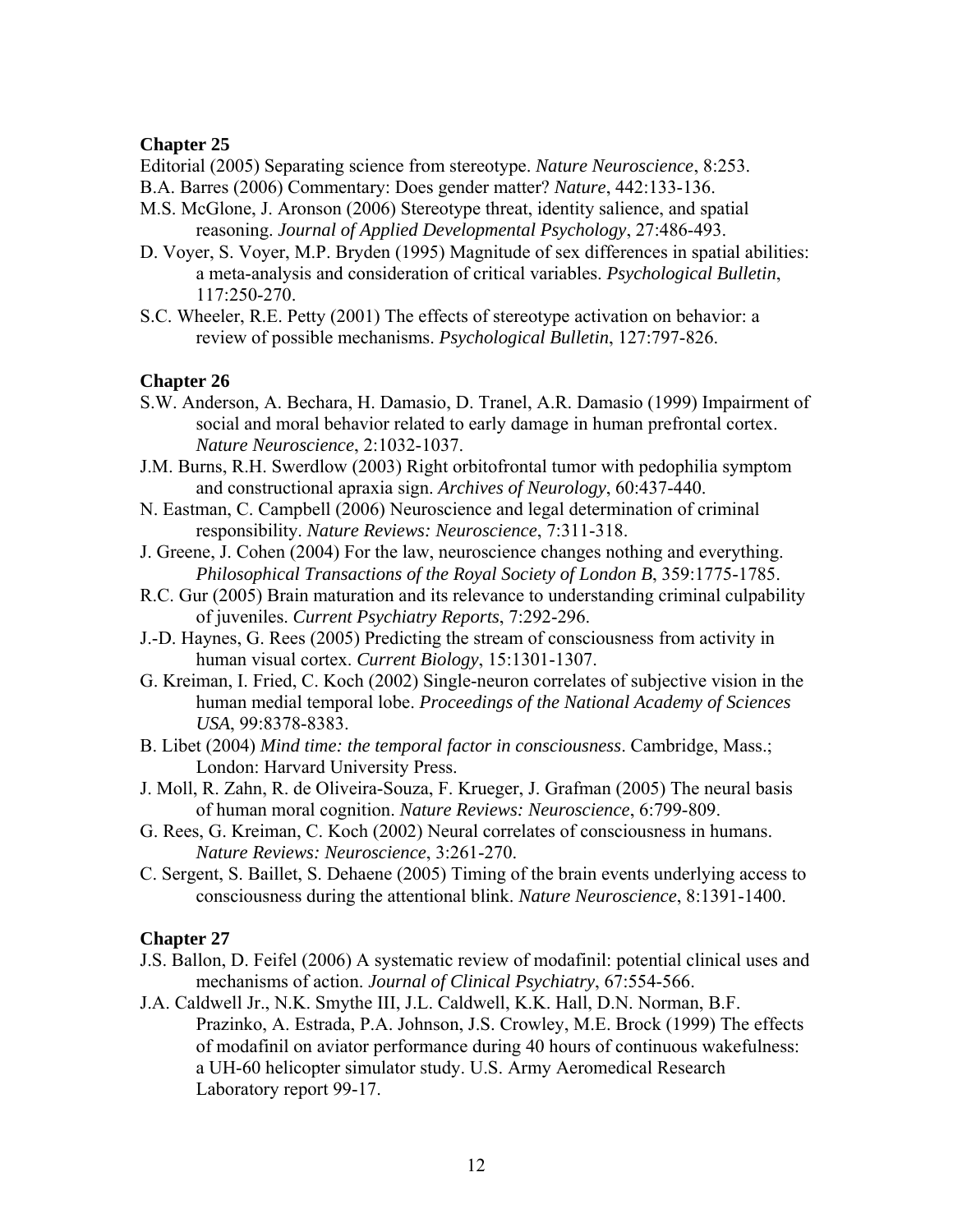**Chapter 25**

Editorial (2005) Separating science from stereotype. *Nature Neuroscience*, 8:253.

B.A. Barres (2006) Commentary: Does gender matter? *Nature*, 442:133-136.

M.S. McGlone, J. Aronson (2006) Stereotype threat, identity salience, and spatial reasoning. *Journal of Applied Developmental Psychology*, 27:486-493.

D. Voyer, S. Voyer, M.P. Bryden (1995) Magnitude of sex differences in spatial abilities: a meta-analysis and consideration of critical variables. *Psychological Bulletin*, 117:250-270.

S.C. Wheeler, R.E. Petty (2001) The effects of stereotype activation on behavior: a review of possible mechanisms. *Psychological Bulletin*, 127:797-826.

**Chapter 26**

S.W. Anderson, A. Bechara, H. Damasio, D. Tranel, A.R. Damasio (1999) Impairment of social and moral behavior related to early damage in human prefrontal cortex. *Nature Neuroscience*, 2:1032-1037.

J.M. Burns, R.H. Swerdlow (2003) Right orbitofrontal tumor with pedophilia symptom and constructional apraxia sign. *Archives of Neurology*, 60:437-440.

N. Eastman, C. Campbell (2006) Neuroscience and legal determination of criminal responsibility. *Nature Reviews: Neuroscience*, 7:311-318.

J. Greene, J. Cohen (2004) For the law, neuroscience changes nothing and everything. *Philosophical Transactions of the Royal Society of London B*, 359:1775-1785.

R.C. Gur (2005) Brain maturation and its relevance to understanding criminal culpability of juveniles. *Current Psychiatry Reports*, 7:292-296.

J.-D. Haynes, G. Rees (2005) Predicting the stream of consciousness from activity in human visual cortex. *Current Biology*, 15:1301-1307.

G. Kreiman, I. Fried, C. Koch (2002) Single-neuron correlates of subjective vision in the human medial temporal lobe. *Proceedings of the National Academy of Sciences USA*, 99:8378-8383.

B. Libet (2004) *Mind time: the temporal factor in consciousness*. Cambridge, Mass.; London: Harvard University Press.

J. Moll, R. Zahn, R. de Oliveira-Souza, F. Krueger, J. Grafman (2005) The neural basis of human moral cognition. *Nature Reviews: Neuroscience*, 6:799-809.

G. Rees, G. Kreiman, C. Koch (2002) Neural correlates of consciousness in humans. *Nature Reviews: Neuroscience*, 3:261-270.

C. Sergent, S. Baillet, S. Dehaene (2005) Timing of the brain events underlying access to consciousness during the attentional blink. *Nature Neuroscience*, 8:1391-1400.

**Chapter 27**

J.S. Ballon, D. Feifel (2006) A systematic review of modafinil: potential clinical uses and mechanisms of action. *Journal of Clinical Psychiatry*, 67:554-566.

J.A. Caldwell Jr., N.K. Smythe III, J.L. Caldwell, K.K. Hall, D.N. Norman, B.F. Prazinko, A. Estrada, P.A. Johnson, J.S. Crowley, M.E. Brock (1999) The effects of modafinil on aviator performance during 40 hours of continuous wakefulness: a UH-60 helicopter simulator study. U.S. Army Aeromedical Research Laboratory report 99-17.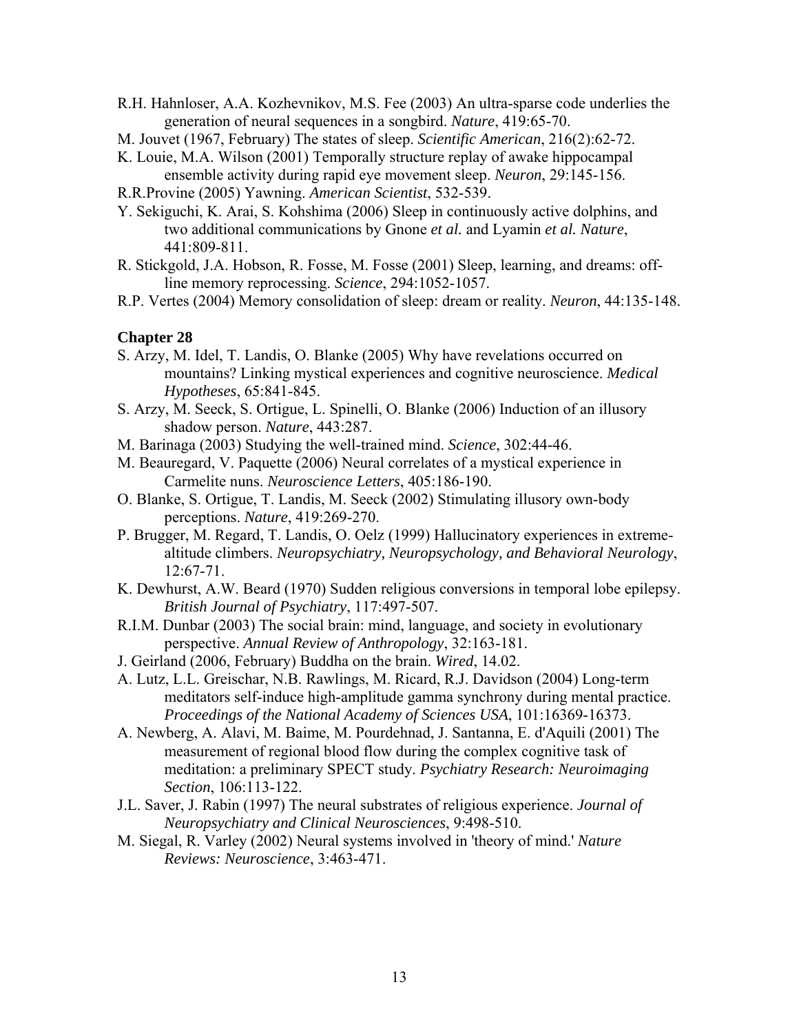R.H. Hahnloser, A.A. Kozhevnikov, M.S. Fee (2003) An ultra-sparse code underlies the generation of neural sequences in a songbird. *Nature*, 419:65-70.

M. Jouvet (1967, February) The states of sleep. *Scientific American*, 216(2):62-72.

K. Louie, M.A. Wilson (2001) Temporally structure replay of awake hippocampal ensemble activity during rapid eye movement sleep. *Neuron*, 29:145-156.

R.R.Provine (2005) Yawning. *American Scientist*, 532-539.

Y. Sekiguchi, K. Arai, S. Kohshima (2006) Sleep in continuously active dolphins, and two additional communications by Gnone *et al.* and Lyamin *et al. Nature*, 441:809-811.

R. Stickgold, J.A. Hobson, R. Fosse, M. Fosse (2001) Sleep, learning, and dreams: off-line memory reprocessing. *Science*, 294:1052-1057.

R.P. Vertes (2004) Memory consolidation of sleep: dream or reality. *Neuron*, 44:135-148.

**Chapter 28**

S. Arzy, M. Idel, T. Landis, O. Blanke (2005) Why have revelations occurred on mountains? Linking mystical experiences and cognitive neuroscience. *Medical Hypotheses*, 65:841-845.

S. Arzy, M. Seeck, S. Ortigue, L. Spinelli, O. Blanke (2006) Induction of an illusory shadow person. *Nature*, 443:287.

M. Barinaga (2003) Studying the well-trained mind. *Science*, 302:44-46.

M. Beauregard, V. Paquette (2006) Neural correlates of a mystical experience in Carmelite nuns. *Neuroscience Letters*, 405:186-190.

O. Blanke, S. Ortigue, T. Landis, M. Seeck (2002) Stimulating illusory own-body perceptions. *Nature*, 419:269-270.

P. Brugger, M. Regard, T. Landis, O. Oelz (1999) Hallucinatory experiences in extreme-altitude climbers. *Neuropsychiatry, Neuropsychology, and Behavioral Neurology*, 12:67-71.

K. Dewhurst, A.W. Beard (1970) Sudden religious conversions in temporal lobe epilepsy. *British Journal of Psychiatry*, 117:497-507.

R.I.M. Dunbar (2003) The social brain: mind, language, and society in evolutionary perspective. *Annual Review of Anthropology*, 32:163-181.

J. Geirland (2006, February) Buddha on the brain. *Wired*, 14.02.

A. Lutz, L.L. Greischar, N.B. Rawlings, M. Ricard, R.J. Davidson (2004) Long-term meditators self-induce high-amplitude gamma synchrony during mental practice. *Proceedings of the National Academy of Sciences USA*, 101:16369-16373.

A. Newberg, A. Alavi, M. Baime, M. Pourdehnad, J. Santanna, E. d'Aquili (2001) The measurement of regional blood flow during the complex cognitive task of meditation: a preliminary SPECT study. *Psychiatry Research: Neuroimaging Section*, 106:113-122.

J.L. Saver, J. Rabin (1997) The neural substrates of religious experience. *Journal of Neuropsychiatry and Clinical Neurosciences*, 9:498-510.

M. Siegal, R. Varley (2002) Neural systems involved in 'theory of mind.' *Nature Reviews: Neuroscience*, 3:463-471.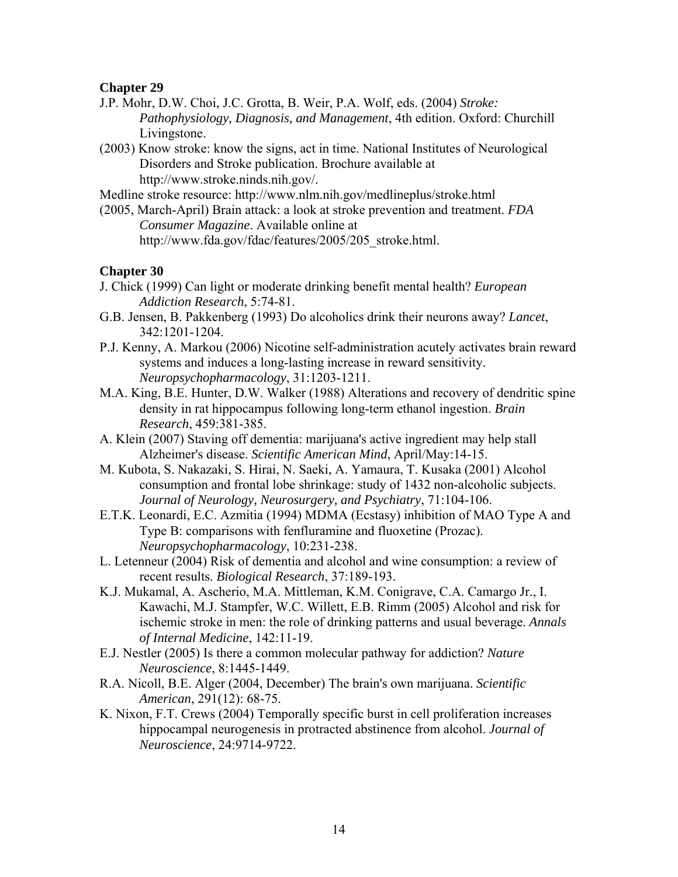**Chapter 29**

J.P. Mohr, D.W. Choi, J.C. Grotta, B. Weir, P.A. Wolf, eds. (2004) *Stroke: Pathophysiology, Diagnosis, and Management*, 4th edition. Oxford: Churchill Livingstone.

(2003) Know stroke: know the signs, act in time. National Institutes of Neurological Disorders and Stroke publication. Brochure available at http://www.stroke.ninds.nih.gov/.

Medline stroke resource: http://www.nlm.nih.gov/medlineplus/stroke.html

(2005, March-April) Brain attack: a look at stroke prevention and treatment. *FDA Consumer Magazine*. Available online at http://www.fda.gov/fdac/features/2005/205_stroke.html.

**Chapter 30**

J. Chick (1999) Can light or moderate drinking benefit mental health? *European Addiction Research*, 5:74-81.

G.B. Jensen, B. Pakkenberg (1993) Do alcoholics drink their neurons away? *Lancet*, 342:1201-1204.

P.J. Kenny, A. Markou (2006) Nicotine self-administration acutely activates brain reward systems and induces a long-lasting increase in reward sensitivity. *Neuropsychopharmacology*, 31:1203-1211.

M.A. King, B.E. Hunter, D.W. Walker (1988) Alterations and recovery of dendritic spine density in rat hippocampus following long-term ethanol ingestion. *Brain Research*, 459:381-385.

A. Klein (2007) Staving off dementia: marijuana's active ingredient may help stall Alzheimer's disease. *Scientific American Mind*, April/May:14-15.

M. Kubota, S. Nakazaki, S. Hirai, N. Saeki, A. Yamaura, T. Kusaka (2001) Alcohol consumption and frontal lobe shrinkage: study of 1432 non-alcoholic subjects. *Journal of Neurology, Neurosurgery, and Psychiatry*, 71:104-106.

E.T.K. Leonardi, E.C. Azmitia (1994) MDMA (Ecstasy) inhibition of MAO Type A and Type B: comparisons with fenfluramine and fluoxetine (Prozac). *Neuropsychopharmacology*, 10:231-238.

L. Letenneur (2004) Risk of dementia and alcohol and wine consumption: a review of recent results. *Biological Research*, 37:189-193.

K.J. Mukamal, A. Ascherio, M.A. Mittleman, K.M. Conigrave, C.A. Camargo Jr., I. Kawachi, M.J. Stampfer, W.C. Willett, E.B. Rimm (2005) Alcohol and risk for ischemic stroke in men: the role of drinking patterns and usual beverage. *Annals of Internal Medicine*, 142:11-19.

E.J. Nestler (2005) Is there a common molecular pathway for addiction? *Nature Neuroscience*, 8:1445-1449.

R.A. Nicoll, B.E. Alger (2004, December) The brain's own marijuana. *Scientific American*, 291(12): 68-75.

K. Nixon, F.T. Crews (2004) Temporally specific burst in cell proliferation increases hippocampal neurogenesis in protracted abstinence from alcohol. *Journal of Neuroscience*, 24:9714-9722.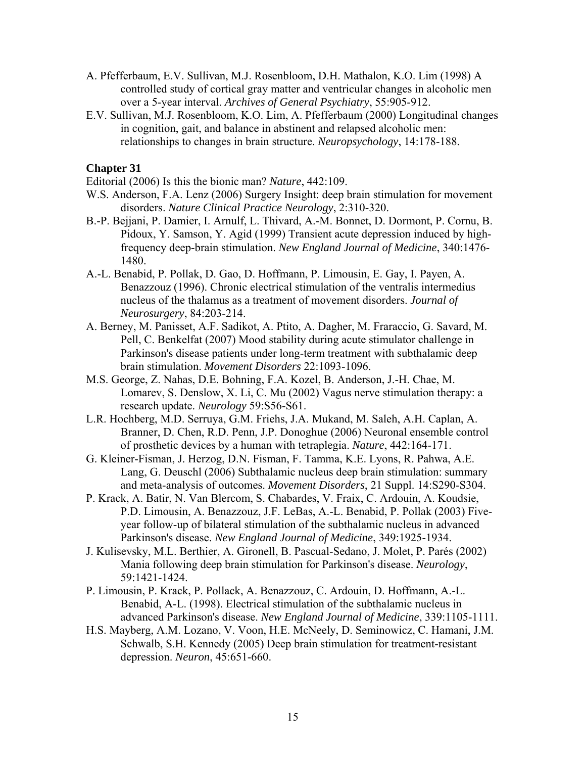A. Pfefferbaum, E.V. Sullivan, M.J. Rosenbloom, D.H. Mathalon, K.O. Lim (1998) A controlled study of cortical gray matter and ventricular changes in alcoholic men over a 5-year interval. *Archives of General Psychiatry*, 55:905-912.

E.V. Sullivan, M.J. Rosenbloom, K.O. Lim, A. Pfefferbaum (2000) Longitudinal changes in cognition, gait, and balance in abstinent and relapsed alcoholic men: relationships to changes in brain structure. *Neuropsychology*, 14:178-188.

**Chapter 31**

Editorial (2006) Is this the bionic man? *Nature*, 442:109.

W.S. Anderson, F.A. Lenz (2006) Surgery Insight: deep brain stimulation for movement disorders. *Nature Clinical Practice Neurology*, 2:310-320.

B.-P. Bejjani, P. Damier, I. Arnulf, L. Thivard, A.-M. Bonnet, D. Dormont, P. Cornu, B. Pidoux, Y. Samson, Y. Agid (1999) Transient acute depression induced by high-frequency deep-brain stimulation. *New England Journal of Medicine*, 340:1476-1480.

A.-L. Benabid, P. Pollak, D. Gao, D. Hoffmann, P. Limousin, E. Gay, I. Payen, A. Benazzouz (1996). Chronic electrical stimulation of the ventralis intermedius nucleus of the thalamus as a treatment of movement disorders. *Journal of Neurosurgery*, 84:203-214.

A. Berney, M. Panisset, A.F. Sadikot, A. Ptito, A. Dagher, M. Fraraccio, G. Savard, M. Pell, C. Benkelfat (2007) Mood stability during acute stimulator challenge in Parkinson's disease patients under long-term treatment with subthalamic deep brain stimulation. *Movement Disorders* 22:1093-1096.

M.S. George, Z. Nahas, D.E. Bohning, F.A. Kozel, B. Anderson, J.-H. Chae, M. Lomarev, S. Denslow, X. Li, C. Mu (2002) Vagus nerve stimulation therapy: a research update. *Neurology* 59:S56-S61.

L.R. Hochberg, M.D. Serruya, G.M. Friehs, J.A. Mukand, M. Saleh, A.H. Caplan, A. Branner, D. Chen, R.D. Penn, J.P. Donoghue (2006) Neuronal ensemble control of prosthetic devices by a human with tetraplegia. *Nature*, 442:164-171.

G. Kleiner-Fisman, J. Herzog, D.N. Fisman, F. Tamma, K.E. Lyons, R. Pahwa, A.E. Lang, G. Deuschl (2006) Subthalamic nucleus deep brain stimulation: summary and meta-analysis of outcomes. *Movement Disorders*, 21 Suppl. 14:S290-S304.

P. Krack, A. Batir, N. Van Blercom, S. Chabardes, V. Fraix, C. Ardouin, A. Koudsie, P.D. Limousin, A. Benazzouz, J.F. LeBas, A.-L. Benabid, P. Pollak (2003) Five-year follow-up of bilateral stimulation of the subthalamic nucleus in advanced Parkinson's disease. *New England Journal of Medicine*, 349:1925-1934.

J. Kulisevsky, M.L. Berthier, A. Gironell, B. Pascual-Sedano, J. Molet, P. Parés (2002) Mania following deep brain stimulation for Parkinson's disease. *Neurology*, 59:1421-1424.

P. Limousin, P. Krack, P. Pollack, A. Benazzouz, C. Ardouin, D. Hoffmann, A.-L. Benabid, A-L. (1998). Electrical stimulation of the subthalamic nucleus in advanced Parkinson's disease. *New England Journal of Medicine*, 339:1105-1111.

H.S. Mayberg, A.M. Lozano, V. Voon, H.E. McNeely, D. Seminowicz, C. Hamani, J.M. Schwalb, S.H. Kennedy (2005) Deep brain stimulation for treatment-resistant depression. *Neuron*, 45:651-660.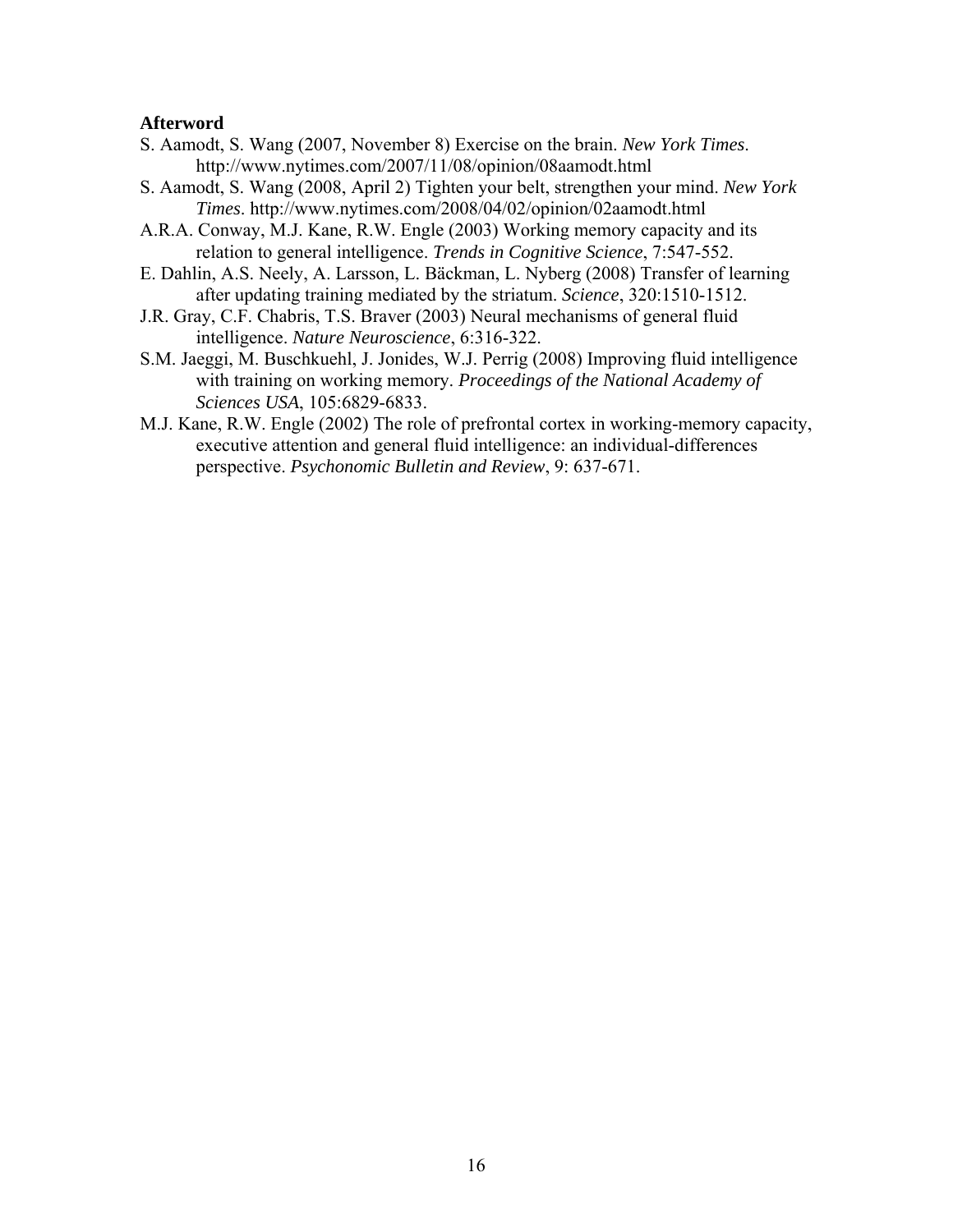**Afterword**

S. Aamodt, S. Wang (2007, November 8) Exercise on the brain. *New York Times*. http://www.nytimes.com/2007/11/08/opinion/08aamodt.html

S. Aamodt, S. Wang (2008, April 2) Tighten your belt, strengthen your mind. *New York Times*. http://www.nytimes.com/2008/04/02/opinion/02aamodt.html

A.R.A. Conway, M.J. Kane, R.W. Engle (2003) Working memory capacity and its relation to general intelligence. *Trends in Cognitive Science*, 7:547-552.

E. Dahlin, A.S. Neely, A. Larsson, L. Bäckman, L. Nyberg (2008) Transfer of learning after updating training mediated by the striatum. *Science*, 320:1510-1512.

J.R. Gray, C.F. Chabris, T.S. Braver (2003) Neural mechanisms of general fluid intelligence. *Nature Neuroscience*, 6:316-322.

S.M. Jaeggi, M. Buschkuehl, J. Jonides, W.J. Perrig (2008) Improving fluid intelligence with training on working memory. *Proceedings of the National Academy of Sciences USA*, 105:6829-6833.

M.J. Kane, R.W. Engle (2002) The role of prefrontal cortex in working-memory capacity, executive attention and general fluid intelligence: an individual-differences perspective. *Psychonomic Bulletin and Review*, 9: 637-671.